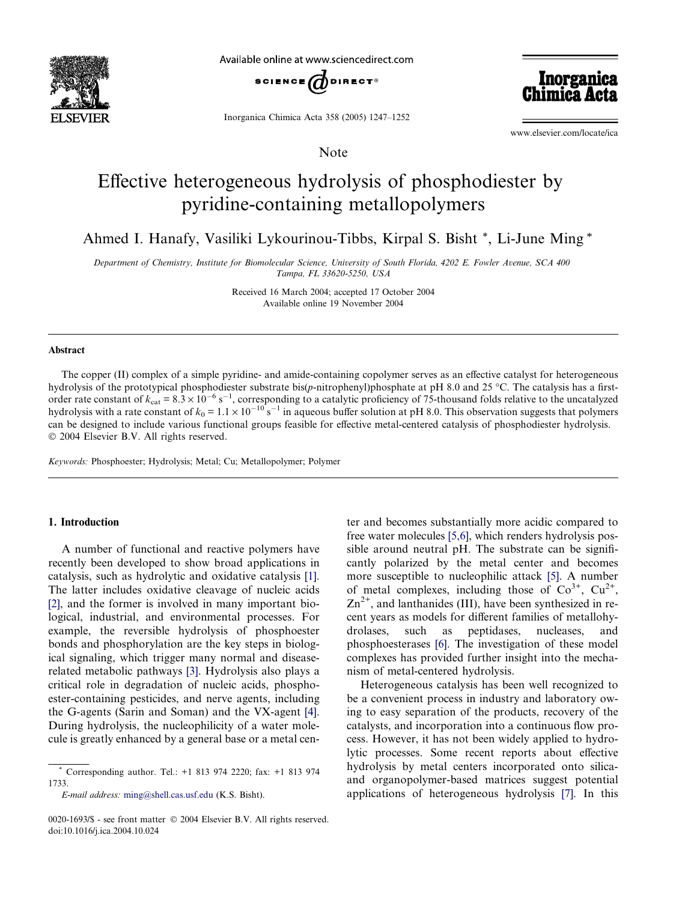Note

# Effective heterogeneous hydrolysis of phosphodiester by pyridine-containing metallopolymers

Ahmed I. Hanafy, Vasiliki Lykourinou-Tibbs, Kirpal S. Bisht *, Li-June Ming *

*Department of Chemistry, Institute for Biomolecular Science, University of South Florida, 4202 E. Fowler Avenue, SCA 400 Tampa, FL 33620-5250, USA*

Received 16 March 2004; accepted 17 October 2004
Available online 19 November 2004

## Abstract

The copper (II) complex of a simple pyridine- and amide-containing copolymer serves as an effective catalyst for heterogeneous hydrolysis of the prototypical phosphodiester substrate bis(*p*-nitrophenyl)phosphate at pH 8.0 and 25 °C. The catalysis has a first-order rate constant of $k_{cat} = 8.3 \times 10^{-6}$ s$^{-1}$, corresponding to a catalytic proficiency of 75-thousand folds relative to the uncatalyzed hydrolysis with a rate constant of $k_0 = 1.1 \times 10^{-10}$ s$^{-1}$ in aqueous buffer solution at pH 8.0. This observation suggests that polymers can be designed to include various functional groups feasible for effective metal-centered catalysis of phosphodiester hydrolysis.
© 2004 Elsevier B.V. All rights reserved.

*Keywords:* Phosphoester; Hydrolysis; Metal; Cu; Metallopolymer; Polymer

## 1. Introduction

A number of functional and reactive polymers have recently been developed to show broad applications in catalysis, such as hydrolytic and oxidative catalysis [1]. The latter includes oxidative cleavage of nucleic acids [2], and the former is involved in many important biological, industrial, and environmental processes. For example, the reversible hydrolysis of phosphoester bonds and phosphorylation are the key steps in biological signaling, which trigger many normal and disease-related metabolic pathways [3]. Hydrolysis also plays a critical role in degradation of nucleic acids, phosphoester-containing pesticides, and nerve agents, including the G-agents (Sarin and Soman) and the VX-agent [4]. During hydrolysis, the nucleophilicity of a water molecule is greatly enhanced by a general base or a metal center and becomes substantially more acidic compared to free water molecules [5,6], which renders hydrolysis possible around neutral pH. The substrate can be significantly polarized by the metal center and becomes more susceptible to nucleophilic attack [5]. A number of metal complexes, including those of $Co^{3+}$, $Cu^{2+}$, $Zn^{2+}$, and lanthanides (III), have been synthesized in recent years as models for different families of metallohydrolases, such as peptidases, nucleases, and phosphoesterases [6]. The investigation of these model complexes has provided further insight into the mechanism of metal-centered hydrolysis.

Heterogeneous catalysis has been well recognized to be a convenient process in industry and laboratory owing to easy separation of the products, recovery of the catalysts, and incorporation into a continuous flow process. However, it has not been widely applied to hydrolytic processes. Some recent reports about effective hydrolysis by metal centers incorporated onto silica- and organopolymer-based matrices suggest potential applications of heterogeneous hydrolysis [7]. In this

* Corresponding author. Tel.: +1 813 974 2220; fax: +1 813 974 1733.
*E-mail address:* ming@shell.cas.usf.edu (K.S. Bisht).

0020-1693/$ - see front matter © 2004 Elsevier B.V. All rights reserved.
doi:10.1016/j.ica.2004.10.024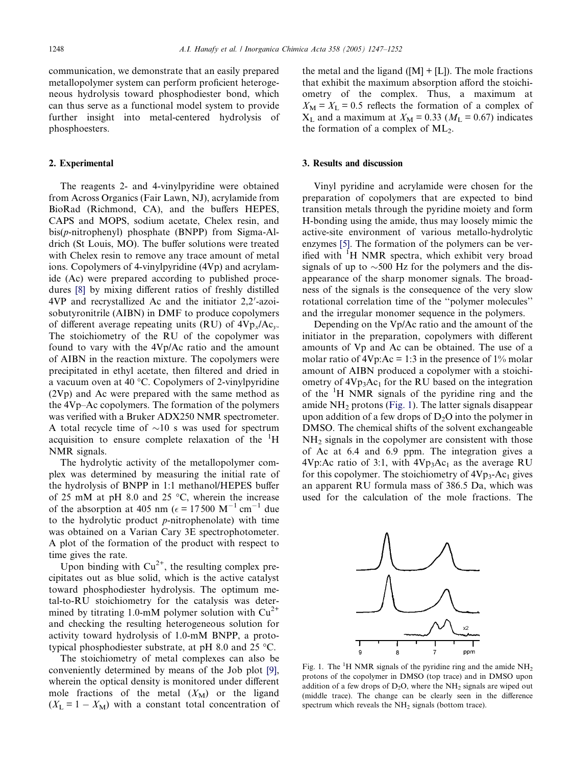communication, we demonstrate that an easily prepared metallopolymer system can perform proficient heterogeneous hydrolysis toward phosphodiester bond, which can thus serve as a functional model system to provide further insight into metal-centered hydrolysis of phosphoesters.

## 2. Experimental

The reagents 2- and 4-vinylpyridine were obtained from Across Organics (Fair Lawn, NJ), acrylamide from BioRad (Richmond, CA), and the buffers HEPES, CAPS and MOPS, sodium acetate, Chelex resin, and bis(*p*-nitrophenyl) phosphate (BNPP) from Sigma-Aldrich (St Louis, MO). The buffer solutions were treated with Chelex resin to remove any trace amount of metal ions. Copolymers of 4-vinylpyridine (4Vp) and acrylamide (Ac) were prepared according to published procedures [8] by mixing different ratios of freshly distilled 4VP and recrystallized Ac and the initiator 2,2′-azoisobutyronitrile (AIBN) in DMF to produce copolymers of different average repeating units (RU) of $4Vp_x/Ac_y$. The stoichiometry of the RU of the copolymer was found to vary with the 4Vp/Ac ratio and the amount of AIBN in the reaction mixture. The copolymers were precipitated in ethyl acetate, then filtered and dried in a vacuum oven at 40 °C. Copolymers of 2-vinylpyridine (2Vp) and Ac were prepared with the same method as the 4Vp–Ac copolymers. The formation of the polymers was verified with a Bruker ADX250 NMR spectrometer. A total recycle time of ~10 s was used for spectrum acquisition to ensure complete relaxation of the $^1H$ NMR signals.

The hydrolytic activity of the metallopolymer complex was determined by measuring the initial rate of the hydrolysis of BNPP in 1:1 methanol/HEPES buffer of 25 mM at pH 8.0 and 25 °C, wherein the increase of the absorption at 405 nm ($\epsilon = 17\,500\ M^{-1}\,cm^{-1}$ due to the hydrolytic product *p*-nitrophenolate) with time was obtained on a Varian Cary 3E spectrophotometer. A plot of the formation of the product with respect to time gives the rate.

Upon binding with $Cu^{2+}$, the resulting complex precipitates out as blue solid, which is the active catalyst toward phosphodiester hydrolysis. The optimum metal-to-RU stoichiometry for the catalysis was determined by titrating 1.0-mM polymer solution with $Cu^{2+}$ and checking the resulting heterogeneous solution for activity toward hydrolysis of 1.0-mM BNPP, a prototypical phosphodiester substrate, at pH 8.0 and 25 °C.

The stoichiometry of metal complexes can also be conveniently determined by means of the Job plot [9], wherein the optical density is monitored under different mole fractions of the metal ($X_M$) or the ligand ($X_L = 1 - X_M$) with a constant total concentration of the metal and the ligand ([M] + [L]). The mole fractions that exhibit the maximum absorption afford the stoichiometry of the complex. Thus, a maximum at $X_M = X_L = 0.5$ reflects the formation of a complex of $X_L$ and a maximum at $X_M = 0.33$ ($M_L = 0.67$) indicates the formation of a complex of $ML_2$.

## 3. Results and discussion

Vinyl pyridine and acrylamide were chosen for the preparation of copolymers that are expected to bind transition metals through the pyridine moiety and form H-bonding using the amide, thus may loosely mimic the active-site environment of various metallo-hydrolytic enzymes [5]. The formation of the polymers can be verified with $^1H$ NMR spectra, which exhibit very broad signals of up to ~500 Hz for the polymers and the disappearance of the sharp monomer signals. The broadness of the signals is the consequence of the very slow rotational correlation time of the "polymer molecules" and the irregular monomer sequence in the polymers.

Depending on the Vp/Ac ratio and the amount of the initiator in the preparation, copolymers with different amounts of Vp and Ac can be obtained. The use of a molar ratio of 4Vp:Ac = 1:3 in the presence of 1% molar amount of AIBN produced a copolymer with a stoichiometry of $4Vp_3Ac_1$ for the RU based on the integration of the $^1H$ NMR signals of the pyridine ring and the amide $NH_2$ protons (Fig. 1). The latter signals disappear upon addition of a few drops of $D_2O$ into the polymer in DMSO. The chemical shifts of the solvent exchangeable $NH_2$ signals in the copolymer are consistent with those of Ac at 6.4 and 6.9 ppm. The integration gives a 4Vp:Ac ratio of 3:1, with $4Vp_3Ac_1$ as the average RU for this copolymer. The stoichiometry of $4Vp_3$-$Ac_1$ gives an apparent RU formula mass of 386.5 Da, which was used for the calculation of the mole fractions. The

Fig. 1. The $^1H$ NMR signals of the pyridine ring and the amide $NH_2$ protons of the copolymer in DMSO (top trace) and in DMSO upon addition of a few drops of $D_2O$, where the $NH_2$ signals are wiped out (middle trace). The change can be clearly seen in the difference spectrum which reveals the $NH_2$ signals (bottom trace).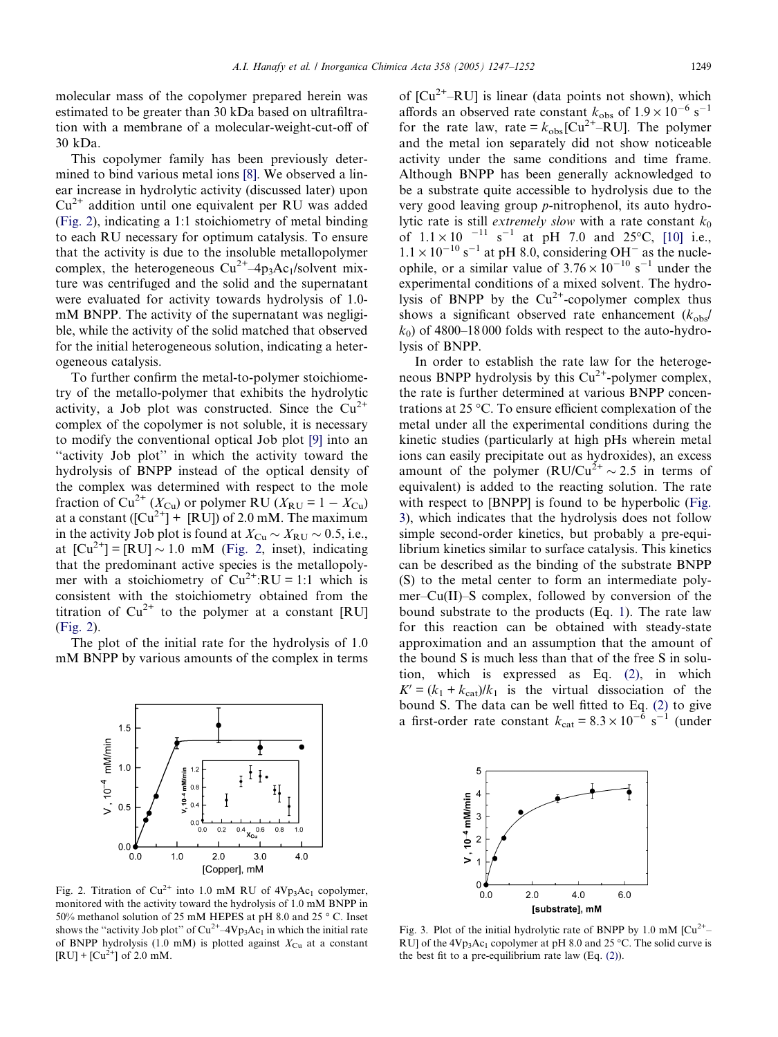molecular mass of the copolymer prepared herein was estimated to be greater than 30 kDa based on ultrafiltration with a membrane of a molecular-weight-cut-off of 30 kDa.

This copolymer family has been previously determined to bind various metal ions [8]. We observed a linear increase in hydrolytic activity (discussed later) upon $Cu^{2+}$ addition until one equivalent per RU was added (Fig. 2), indicating a 1:1 stoichiometry of metal binding to each RU necessary for optimum catalysis. To ensure that the activity is due to the insoluble metallopolymer complex, the heterogeneous $Cu^{2+}$–$4p_3Ac_1$/solvent mixture was centrifuged and the solid and the supernatant were evaluated for activity towards hydrolysis of 1.0-mM BNPP. The activity of the supernatant was negligible, while the activity of the solid matched that observed for the initial heterogeneous solution, indicating a heterogeneous catalysis.

To further confirm the metal-to-polymer stoichiometry of the metallo-polymer that exhibits the hydrolytic activity, a Job plot was constructed. Since the $Cu^{2+}$ complex of the copolymer is not soluble, it is necessary to modify the conventional optical Job plot [9] into an "activity Job plot" in which the activity toward the hydrolysis of BNPP instead of the optical density of the complex was determined with respect to the mole fraction of $Cu^{2+}$ ($X_{Cu}$) or polymer RU ($X_{RU} = 1 - X_{Cu}$) at a constant ($[Cu^{2+}]$ + [RU]) of 2.0 mM. The maximum in the activity Job plot is found at $X_{Cu} \sim X_{RU} \sim 0.5$, i.e., at $[Cu^{2+}] = [RU] \sim 1.0$ mM (Fig. 2, inset), indicating that the predominant active species is the metallopolymer with a stoichiometry of $Cu^{2+}$:RU = 1:1 which is consistent with the stoichiometry obtained from the titration of $Cu^{2+}$ to the polymer at a constant [RU] (Fig. 2).

The plot of the initial rate for the hydrolysis of 1.0 mM BNPP by various amounts of the complex in terms of $[Cu^{2+}$–RU] is linear (data points not shown), which affords an observed rate constant $k_{obs}$ of $1.9 \times 10^{-6}$ s$^{-1}$ for the rate law, rate = $k_{obs}[Cu^{2+}$–RU]. The polymer and the metal ion separately did not show noticeable activity under the same conditions and time frame. Although BNPP has been generally acknowledged to be a substrate quite accessible to hydrolysis due to the very good leaving group *p*-nitrophenol, its auto hydrolytic rate is still *extremely slow* with a rate constant $k_0$ of $1.1 \times 10^{-11}$ s$^{-1}$ at pH 7.0 and 25°C, [10] i.e., $1.1 \times 10^{-10}$ s$^{-1}$ at pH 8.0, considering $OH^-$ as the nucleophile, or a similar value of $3.76 \times 10^{-10}$ s$^{-1}$ under the experimental conditions of a mixed solvent. The hydrolysis of BNPP by the $Cu^{2+}$-copolymer complex thus shows a significant observed rate enhancement ($k_{obs}/k_0$) of 4800–18 000 folds with respect to the auto-hydrolysis of BNPP.

In order to establish the rate law for the heterogeneous BNPP hydrolysis by this $Cu^{2+}$-polymer complex, the rate is further determined at various BNPP concentrations at 25 °C. To ensure efficient complexation of the metal under all the experimental conditions during the kinetic studies (particularly at high pHs wherein metal ions can easily precipitate out as hydroxides), an excess amount of the polymer (RU/$Cu^{2+} \sim 2.5$ in terms of equivalent) is added to the reacting solution. The rate with respect to [BNPP] is found to be hyperbolic (Fig. 3), which indicates that the hydrolysis does not follow simple second-order kinetics, but probably a pre-equilibrium kinetics similar to surface catalysis. This kinetics can be described as the binding of the substrate BNPP (S) to the metal center to form an intermediate polymer–Cu(II)–S complex, followed by conversion of the bound substrate to the products (Eq. 1). The rate law for this reaction can be obtained with steady-state approximation and an assumption that the amount of the bound S is much less than that of the free S in solution, which is expressed as Eq. (2), in which $K' = (k_1 + k_{cat})/k_1$ is the virtual dissociation of the bound S. The data can be well fitted to Eq. (2) to give a first-order rate constant $k_{cat} = 8.3 \times 10^{-6}$ s$^{-1}$ (under

Fig. 2. Titration of $Cu^{2+}$ into 1.0 mM RU of $4Vp_3Ac_1$ copolymer, monitored with the activity toward the hydrolysis of 1.0 mM BNPP in 50% methanol solution of 25 mM HEPES at pH 8.0 and 25 ° C. Inset shows the "activity Job plot" of $Cu^{2+}$–$4Vp_3Ac_1$ in which the initial rate of BNPP hydrolysis (1.0 mM) is plotted against $X_{Cu}$ at a constant [RU] + $[Cu^{2+}]$ of 2.0 mM.

Fig. 3. Plot of the initial hydrolytic rate of BNPP by 1.0 mM $[Cu^{2+}$–RU] of the $4Vp_3Ac_1$ copolymer at pH 8.0 and 25 °C. The solid curve is the best fit to a pre-equilibrium rate law (Eq. (2)).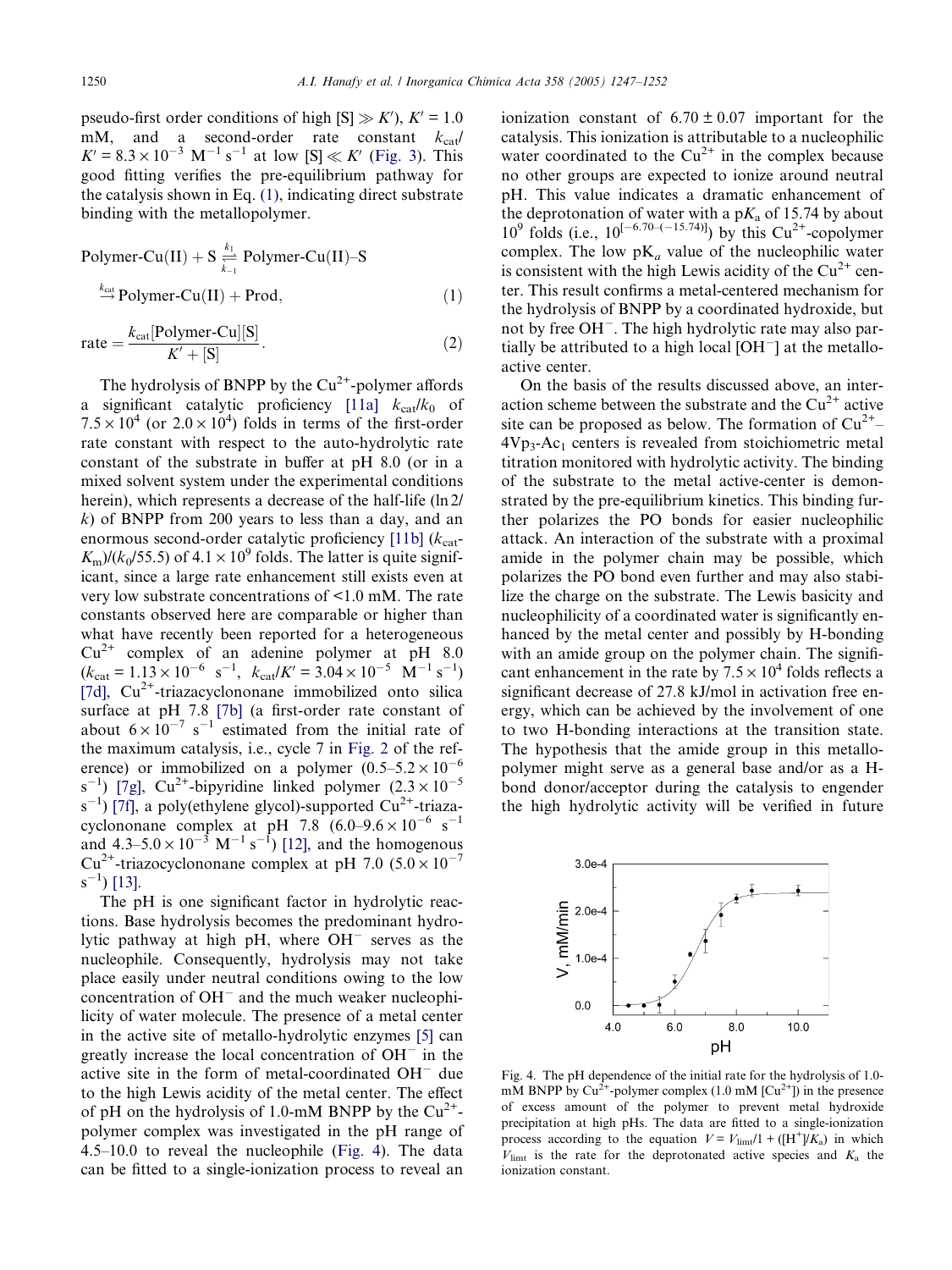pseudo-first order conditions of high [S] ≫ $K'$), $K'$ = 1.0 mM, and a second-order rate constant $k_{cat}/K' = 8.3 \times 10^{-3}$ $M^{-1}$ $s^{-1}$ at low [S] ≪ $K'$ (Fig. 3). This good fitting verifies the pre-equilibrium pathway for the catalysis shown in Eq. (1), indicating direct substrate binding with the metallopolymer.

$$\text{Polymer-Cu(II)} + \text{S} \underset{k_{-1}}{\overset{k_1}{\rightleftharpoons}} \text{Polymer-Cu(II)–S} \xrightarrow{k_{cat}} \text{Polymer-Cu(II)} + \text{Prod}, \quad (1)$$

$$\text{rate} = \frac{k_{cat}[\text{Polymer-Cu}][\text{S}]}{K' + [\text{S}]}. \quad (2)$$

The hydrolysis of BNPP by the $Cu^{2+}$-polymer affords a significant catalytic proficiency [11a] $k_{cat}/k_0$ of $7.5 \times 10^4$ (or $2.0 \times 10^4$) folds in terms of the first-order rate constant with respect to the auto-hydrolytic rate constant of the substrate in buffer at pH 8.0 (or in a mixed solvent system under the experimental conditions herein), which represents a decrease of the half-life (ln 2/$k$) of BNPP from 200 years to less than a day, and an enormous second-order catalytic proficiency [11b] ($k_{cat}$-$K_m$)/($k_0$/55.5) of $4.1 \times 10^9$ folds. The latter is quite significant, since a large rate enhancement still exists even at very low substrate concentrations of <1.0 mM. The rate constants observed here are comparable or higher than what have recently been reported for a heterogeneous $Cu^{2+}$ complex of an adenine polymer at pH 8.0 ($k_{cat} = 1.13 \times 10^{-6}$ $s^{-1}$, $k_{cat}/K' = 3.04 \times 10^{-5}$ $M^{-1}$ $s^{-1}$) [7d], $Cu^{2+}$-triazacyclononane immobilized onto silica surface at pH 7.8 [7b] (a first-order rate constant of about $6 \times 10^{-7}$ $s^{-1}$ estimated from the initial rate of the maximum catalysis, i.e., cycle 7 in Fig. 2 of the reference) or immobilized on a polymer ($0.5$–$5.2 \times 10^{-6}$ $s^{-1}$) [7g], $Cu^{2+}$-bipyridine linked polymer ($2.3 \times 10^{-5}$ $s^{-1}$) [7f], a poly(ethylene glycol)-supported $Cu^{2+}$-triazacyclononane complex at pH 7.8 ($6.0$–$9.6 \times 10^{-6}$ $s^{-1}$ and $4.3$–$5.0 \times 10^{-3}$ $M^{-1}$ $s^{-1}$) [12], and the homogenous $Cu^{2+}$-triazocyclononane complex at pH 7.0 ($5.0 \times 10^{-7}$ $s^{-1}$) [13].

The pH is one significant factor in hydrolytic reactions. Base hydrolysis becomes the predominant hydrolytic pathway at high pH, where $OH^-$ serves as the nucleophile. Consequently, hydrolysis may not take place easily under neutral conditions owing to the low concentration of $OH^-$ and the much weaker nucleophilicity of water molecule. The presence of a metal center in the active site of metallo-hydrolytic enzymes [5] can greatly increase the local concentration of $OH^-$ in the active site in the form of metal-coordinated $OH^-$ due to the high Lewis acidity of the metal center. The effect of pH on the hydrolysis of 1.0-mM BNPP by the $Cu^{2+}$-polymer complex was investigated in the pH range of 4.5–10.0 to reveal the nucleophile (Fig. 4). The data can be fitted to a single-ionization process to reveal an ionization constant of 6.70 ± 0.07 important for the catalysis. This ionization is attributable to a nucleophilic water coordinated to the $Cu^{2+}$ in the complex because no other groups are expected to ionize around neutral pH. This value indicates a dramatic enhancement of the deprotonation of water with a p$K_a$ of 15.74 by about $10^9$ folds (i.e., $10^{[-6.70-(-15.74)]}$) by this $Cu^{2+}$-copolymer complex. The low p$K_a$ value of the nucleophilic water is consistent with the high Lewis acidity of the $Cu^{2+}$ center. This result confirms a metal-centered mechanism for the hydrolysis of BNPP by a coordinated hydroxide, but not by free $OH^-$. The high hydrolytic rate may also partially be attributed to a high local [$OH^-$] at the metallo-active center.

On the basis of the results discussed above, an interaction scheme between the substrate and the $Cu^{2+}$ active site can be proposed as below. The formation of $Cu^{2+}$–$4Vp_3$-$Ac_1$ centers is revealed from stoichiometric metal titration monitored with hydrolytic activity. The binding of the substrate to the metal active-center is demonstrated by the pre-equilibrium kinetics. This binding further polarizes the PO bonds for easier nucleophilic attack. An interaction of the substrate with a proximal amide in the polymer chain may be possible, which polarizes the PO bond even further and may also stabilize the charge on the substrate. The Lewis basicity and nucleophilicity of a coordinated water is significantly enhanced by the metal center and possibly by H-bonding with an amide group on the polymer chain. The significant enhancement in the rate by $7.5 \times 10^4$ folds reflects a significant decrease of 27.8 kJ/mol in activation free energy, which can be achieved by the involvement of one to two H-bonding interactions at the transition state. The hypothesis that the amide group in this metallopolymer might serve as a general base and/or as a H-bond donor/acceptor during the catalysis to engender the high hydrolytic activity will be verified in future

Fig. 4. The pH dependence of the initial rate for the hydrolysis of 1.0-mM BNPP by $Cu^{2+}$-polymer complex (1.0 mM [$Cu^{2+}$]) in the presence of excess amount of the polymer to prevent metal hydroxide precipitation at high pHs. The data are fitted to a single-ionization process according to the equation $V = V_{limt}/1 + ([H^+]/K_a)$ in which $V_{limt}$ is the rate for the deprotonated active species and $K_a$ the ionization constant.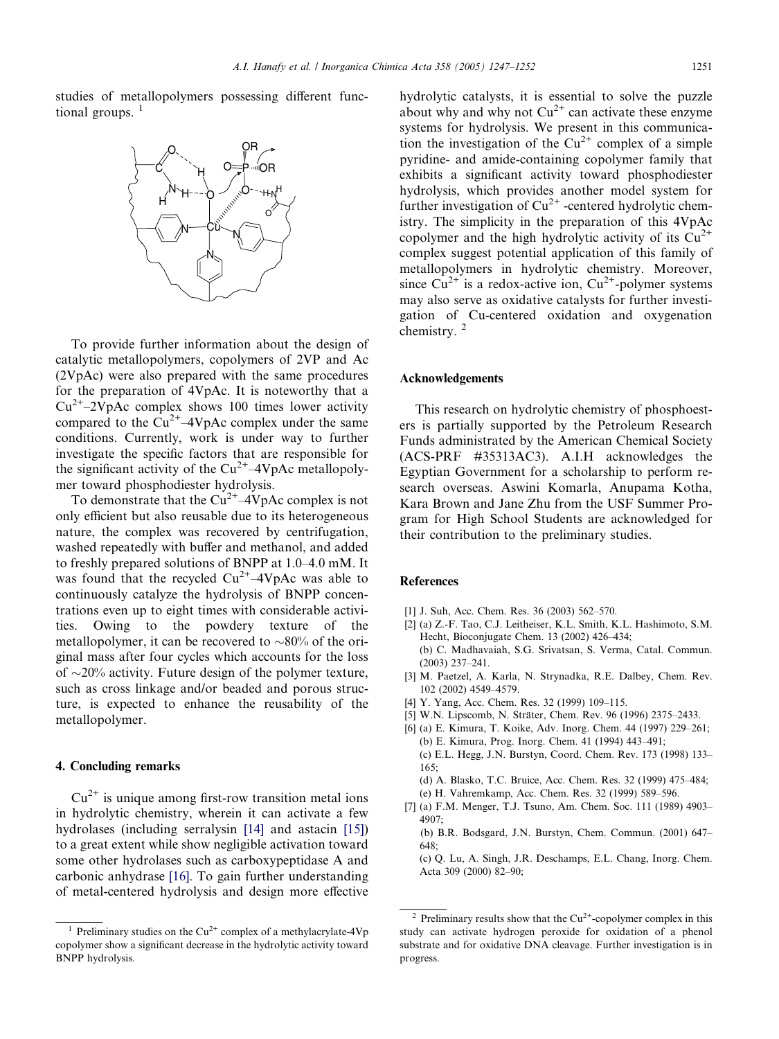studies of metallopolymers possessing different functional groups. [1]

To provide further information about the design of catalytic metallopolymers, copolymers of 2VP and Ac (2VpAc) were also prepared with the same procedures for the preparation of 4VpAc. It is noteworthy that a $Cu^{2+}$–2VpAc complex shows 100 times lower activity compared to the $Cu^{2+}$–4VpAc complex under the same conditions. Currently, work is under way to further investigate the specific factors that are responsible for the significant activity of the $Cu^{2+}$–4VpAc metallopolymer toward phosphodiester hydrolysis.

To demonstrate that the $Cu^{2+}$–4VpAc complex is not only efficient but also reusable due to its heterogeneous nature, the complex was recovered by centrifugation, washed repeatedly with buffer and methanol, and added to freshly prepared solutions of BNPP at 1.0–4.0 mM. It was found that the recycled $Cu^{2+}$–4VpAc was able to continuously catalyze the hydrolysis of BNPP concentrations even up to eight times with considerable activities. Owing to the powdery texture of the metallopolymer, it can be recovered to ~80% of the original mass after four cycles which accounts for the loss of ~20% activity. Future design of the polymer texture, such as cross linkage and/or beaded and porous structure, is expected to enhance the reusability of the metallopolymer.

## 4. Concluding remarks

$Cu^{2+}$ is unique among first-row transition metal ions in hydrolytic chemistry, wherein it can activate a few hydrolases (including serralysin [14] and astacin [15]) to a great extent while show negligible activation toward some other hydrolases such as carboxypeptidase A and carbonic anhydrase [16]. To gain further understanding of metal-centered hydrolysis and design more effective hydrolytic catalysts, it is essential to solve the puzzle about why and why not $Cu^{2+}$ can activate these enzyme systems for hydrolysis. We present in this communication the investigation of the $Cu^{2+}$ complex of a simple pyridine- and amide-containing copolymer family that exhibits a significant activity toward phosphodiester hydrolysis, which provides another model system for further investigation of $Cu^{2+}$ -centered hydrolytic chemistry. The simplicity in the preparation of this 4VpAc copolymer and the high hydrolytic activity of its $Cu^{2+}$ complex suggest potential application of this family of metallopolymers in hydrolytic chemistry. Moreover, since $Cu^{2+}$ is a redox-active ion, $Cu^{2+}$-polymer systems may also serve as oxidative catalysts for further investigation of Cu-centered oxidation and oxygenation chemistry. [2]

## Acknowledgements

This research on hydrolytic chemistry of phosphoesters is partially supported by the Petroleum Research Funds administrated by the American Chemical Society (ACS-PRF #35313AC3). A.I.H acknowledges the Egyptian Government for a scholarship to perform research overseas. Aswini Komarla, Anupama Kotha, Kara Brown and Jane Zhu from the USF Summer Program for High School Students are acknowledged for their contribution to the preliminary studies.

## References

[1] J. Suh, Acc. Chem. Res. 36 (2003) 562–570.

[2] (a) Z.-F. Tao, C.J. Leitheiser, K.L. Smith, K.L. Hashimoto, S.M. Hecht, Bioconjugate Chem. 13 (2002) 426–434;
(b) C. Madhavaiah, S.G. Srivatsan, S. Verma, Catal. Commun. (2003) 237–241.

[3] M. Paetzel, A. Karla, N. Strynadka, R.E. Dalbey, Chem. Rev. 102 (2002) 4549–4579.

[4] Y. Yang, Acc. Chem. Res. 32 (1999) 109–115.

[5] W.N. Lipscomb, N. Sträter, Chem. Rev. 96 (1996) 2375–2433.

[6] (a) E. Kimura, T. Koike, Adv. Inorg. Chem. 44 (1997) 229–261;
(b) E. Kimura, Prog. Inorg. Chem. 41 (1994) 443–491;
(c) E.L. Hegg, J.N. Burstyn, Coord. Chem. Rev. 173 (1998) 133–165;
(d) A. Blasko, T.C. Bruice, Acc. Chem. Res. 32 (1999) 475–484;
(e) H. Vahremkamp, Acc. Chem. Res. 32 (1999) 589–596.

[7] (a) F.M. Menger, T.J. Tsuno, Am. Chem. Soc. 111 (1989) 4903–4907;
(b) B.R. Bodsgard, J.N. Burstyn, Chem. Commun. (2001) 647–648;
(c) Q. Lu, A. Singh, J.R. Deschamps, E.L. Chang, Inorg. Chem. Acta 309 (2000) 82–90;

---

[1] Preliminary studies on the $Cu^{2+}$ complex of a methylacrylate-4Vp copolymer show a significant decrease in the hydrolytic activity toward BNPP hydrolysis.

[2] Preliminary results show that the $Cu^{2+}$-copolymer complex in this study can activate hydrogen peroxide for oxidation of a phenol substrate and for oxidative DNA cleavage. Further investigation is in progress.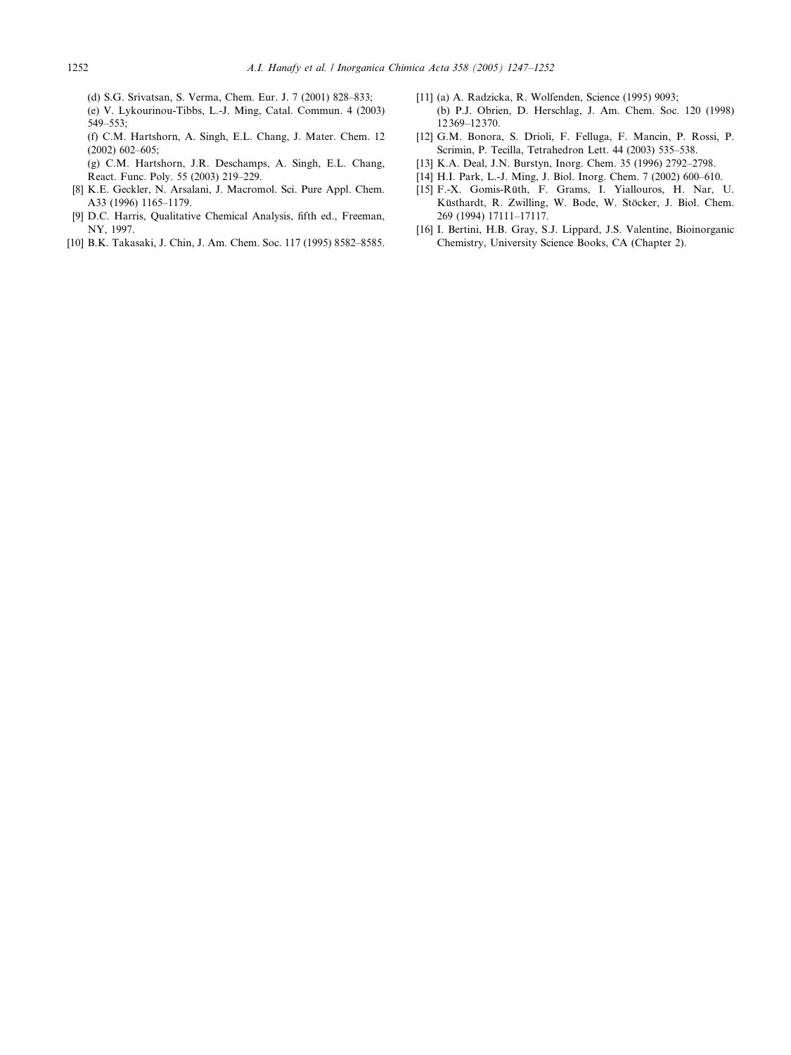(d) S.G. Srivatsan, S. Verma, Chem. Eur. J. 7 (2001) 828–833;
(e) V. Lykourinou-Tibbs, L.-J. Ming, Catal. Commun. 4 (2003) 549–553;
(f) C.M. Hartshorn, A. Singh, E.L. Chang, J. Mater. Chem. 12 (2002) 602–605;
(g) C.M. Hartshorn, J.R. Deschamps, A. Singh, E.L. Chang, React. Func. Poly. 55 (2003) 219–229.

[8] K.E. Geckler, N. Arsalani, J. Macromol. Sci. Pure Appl. Chem. A33 (1996) 1165–1179.

[9] D.C. Harris, Qualitative Chemical Analysis, fifth ed., Freeman, NY, 1997.

[10] B.K. Takasaki, J. Chin, J. Am. Chem. Soc. 117 (1995) 8582–8585.

[11] (a) A. Radzicka, R. Wolfenden, Science (1995) 9093;
(b) P.J. Obrien, D. Herschlag, J. Am. Chem. Soc. 120 (1998) 12369–12370.

[12] G.M. Bonora, S. Drioli, F. Felluga, F. Mancin, P. Rossi, P. Scrimin, P. Tecilla, Tetrahedron Lett. 44 (2003) 535–538.

[13] K.A. Deal, J.N. Burstyn, Inorg. Chem. 35 (1996) 2792–2798.

[14] H.I. Park, L.-J. Ming, J. Biol. Inorg. Chem. 7 (2002) 600–610.

[15] F.-X. Gomis-Rüth, F. Grams, I. Yiallouros, H. Nar, U. Küsthardt, R. Zwilling, W. Bode, W. Stöcker, J. Biol. Chem. 269 (1994) 17111–17117.

[16] I. Bertini, H.B. Gray, S.J. Lippard, J.S. Valentine, Bioinorganic Chemistry, University Science Books, CA (Chapter 2).